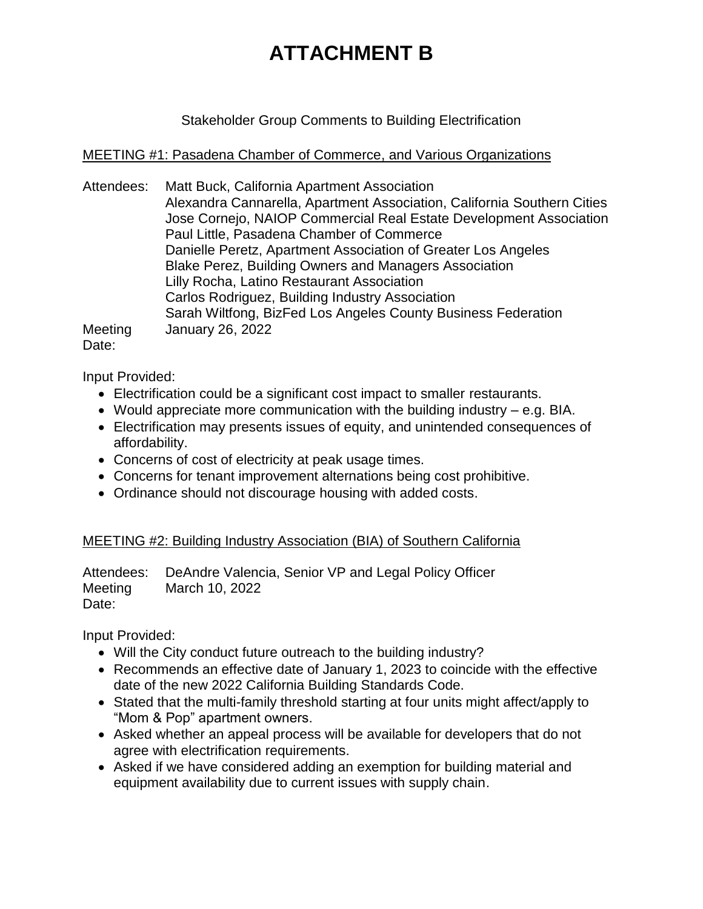# ATTACHMENT B

Stakeholder Group Comments to Building Electrification

MEETING #1: Pasadena Chamber of Commerce, and Various Organizations

Attendees: Matt Buck, California Apartment Association
Alexandra Cannarella, Apartment Association, California Southern Cities
Jose Cornejo, NAIOP Commercial Real Estate Development Association
Paul Little, Pasadena Chamber of Commerce
Danielle Peretz, Apartment Association of Greater Los Angeles
Blake Perez, Building Owners and Managers Association
Lilly Rocha, Latino Restaurant Association
Carlos Rodriguez, Building Industry Association
Sarah Wiltfong, BizFed Los Angeles County Business Federation

Meeting Date: January 26, 2022

Input Provided:

- Electrification could be a significant cost impact to smaller restaurants.
- Would appreciate more communication with the building industry – e.g. BIA.
- Electrification may presents issues of equity, and unintended consequences of affordability.
- Concerns of cost of electricity at peak usage times.
- Concerns for tenant improvement alternations being cost prohibitive.
- Ordinance should not discourage housing with added costs.

MEETING #2: Building Industry Association (BIA) of Southern California

Attendees: DeAndre Valencia, Senior VP and Legal Policy Officer

Meeting Date: March 10, 2022

Input Provided:

- Will the City conduct future outreach to the building industry?
- Recommends an effective date of January 1, 2023 to coincide with the effective date of the new 2022 California Building Standards Code.
- Stated that the multi-family threshold starting at four units might affect/apply to "Mom & Pop" apartment owners.
- Asked whether an appeal process will be available for developers that do not agree with electrification requirements.
- Asked if we have considered adding an exemption for building material and equipment availability due to current issues with supply chain.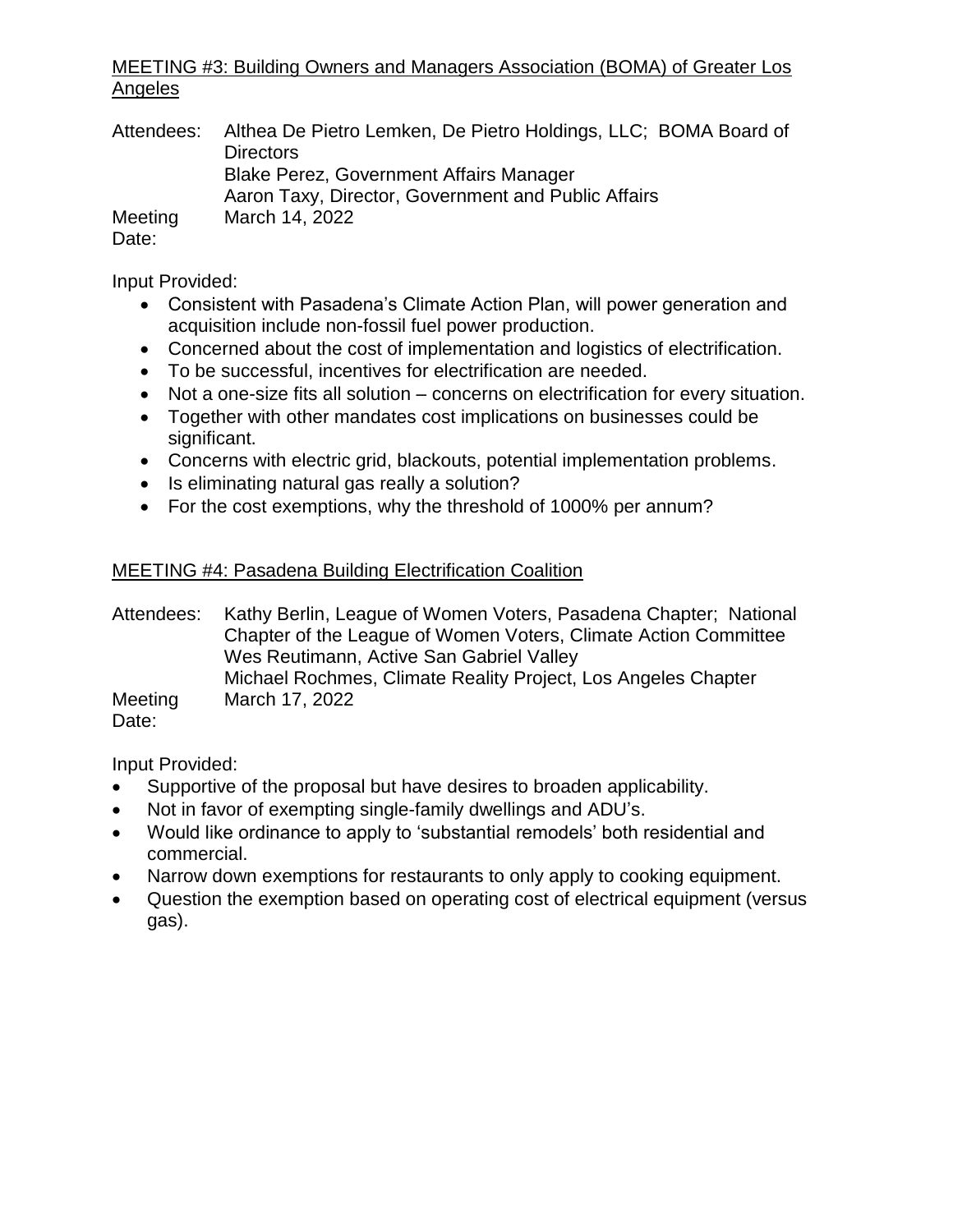MEETING #3: Building Owners and Managers Association (BOMA) of Greater Los Angeles

Attendees: Althea De Pietro Lemken, De Pietro Holdings, LLC; BOMA Board of Directors
Blake Perez, Government Affairs Manager
Aaron Taxy, Director, Government and Public Affairs

Meeting Date: March 14, 2022

Input Provided:

- Consistent with Pasadena's Climate Action Plan, will power generation and acquisition include non-fossil fuel power production.
- Concerned about the cost of implementation and logistics of electrification.
- To be successful, incentives for electrification are needed.
- Not a one-size fits all solution – concerns on electrification for every situation.
- Together with other mandates cost implications on businesses could be significant.
- Concerns with electric grid, blackouts, potential implementation problems.
- Is eliminating natural gas really a solution?
- For the cost exemptions, why the threshold of 1000% per annum?

MEETING #4: Pasadena Building Electrification Coalition

Attendees: Kathy Berlin, League of Women Voters, Pasadena Chapter; National Chapter of the League of Women Voters, Climate Action Committee
Wes Reutimann, Active San Gabriel Valley
Michael Rochmes, Climate Reality Project, Los Angeles Chapter

Meeting Date: March 17, 2022

Input Provided:

- Supportive of the proposal but have desires to broaden applicability.
- Not in favor of exempting single-family dwellings and ADU's.
- Would like ordinance to apply to 'substantial remodels' both residential and commercial.
- Narrow down exemptions for restaurants to only apply to cooking equipment.
- Question the exemption based on operating cost of electrical equipment (versus gas).